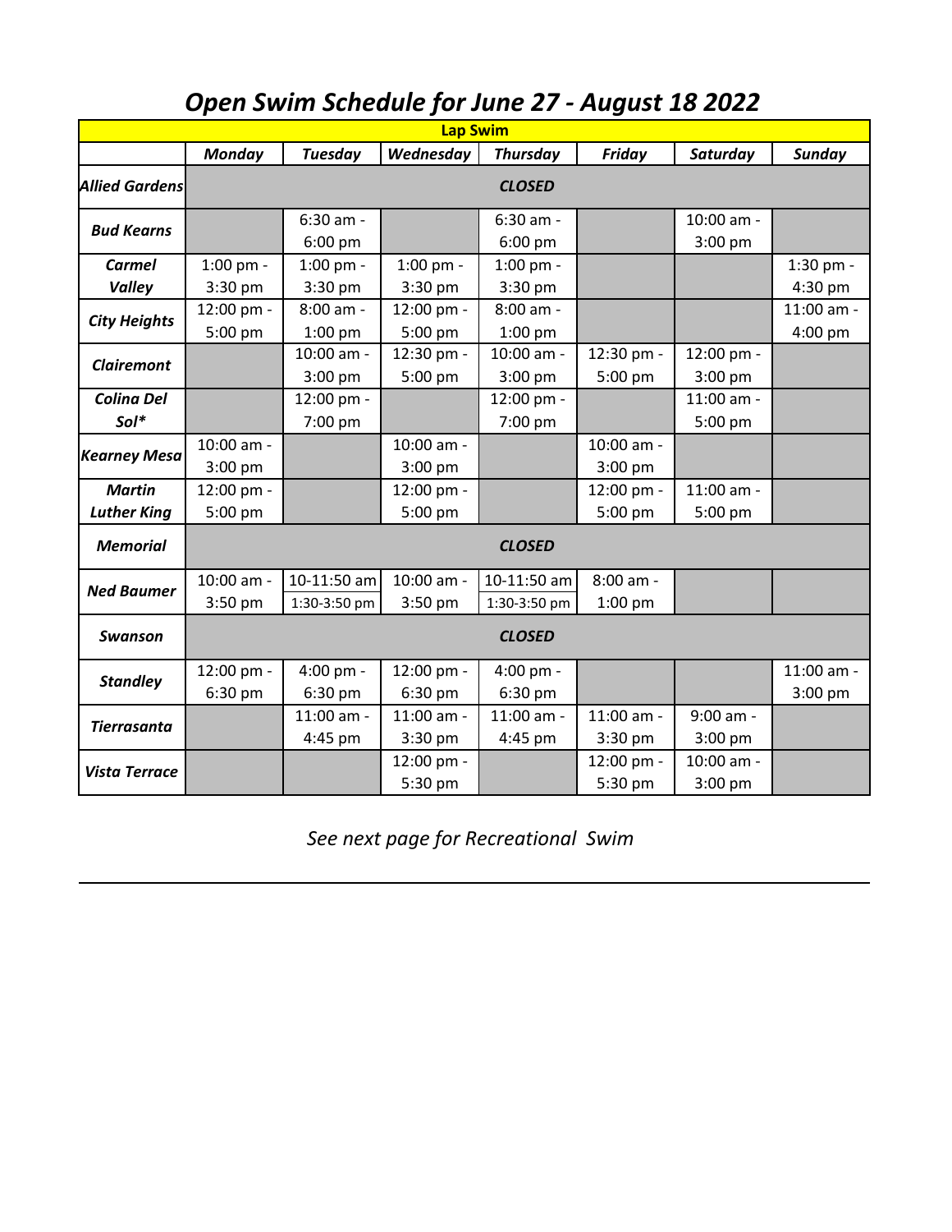# *Open Swim Schedule for June 27 - August 18 2022*

| Lap Swim | | | | | | | |
|---|---|---|---|---|---|---|---|
| | ***Monday*** | ***Tuesday*** | ***Wednesday*** | ***Thursday*** | ***Friday*** | ***Saturday*** | ***Sunday*** |
| ***Allied Gardens*** | ***CLOSED*** | | | | | | |
| ***Bud Kearns*** | | 6:30 am - 6:00 pm | | 6:30 am - 6:00 pm | | 10:00 am - 3:00 pm | |
| ***Carmel Valley*** | 1:00 pm - 3:30 pm | 1:00 pm - 3:30 pm | 1:00 pm - 3:30 pm | 1:00 pm - 3:30 pm | | | 1:30 pm - 4:30 pm |
| ***City Heights*** | 12:00 pm - 5:00 pm | 8:00 am - 1:00 pm | 12:00 pm - 5:00 pm | 8:00 am - 1:00 pm | | | 11:00 am - 4:00 pm |
| ***Clairemont*** | | 10:00 am - 3:00 pm | 12:30 pm - 5:00 pm | 10:00 am - 3:00 pm | 12:30 pm - 5:00 pm | 12:00 pm - 3:00 pm | |
| ***Colina Del Sol**** | | 12:00 pm - 7:00 pm | | 12:00 pm - 7:00 pm | | 11:00 am - 5:00 pm | |
| ***Kearney Mesa*** | 10:00 am - 3:00 pm | | 10:00 am - 3:00 pm | | 10:00 am - 3:00 pm | | |
| ***Martin Luther King*** | 12:00 pm - 5:00 pm | | 12:00 pm - 5:00 pm | | 12:00 pm - 5:00 pm | 11:00 am - 5:00 pm | |
| ***Memorial*** | ***CLOSED*** | | | | | | |
| ***Ned Baumer*** | 10:00 am - 3:50 pm | 10-11:50 am 1:30-3:50 pm | 10:00 am - 3:50 pm | 10-11:50 am 1:30-3:50 pm | 8:00 am - 1:00 pm | | |
| ***Swanson*** | ***CLOSED*** | | | | | | |
| ***Standley*** | 12:00 pm - 6:30 pm | 4:00 pm - 6:30 pm | 12:00 pm - 6:30 pm | 4:00 pm - 6:30 pm | | | 11:00 am - 3:00 pm |
| ***Tierrasanta*** | | 11:00 am - 4:45 pm | 11:00 am - 3:30 pm | 11:00 am - 4:45 pm | 11:00 am - 3:30 pm | 9:00 am - 3:00 pm | |
| ***Vista Terrace*** | | | 12:00 pm - 5:30 pm | | 12:00 pm - 5:30 pm | 10:00 am - 3:00 pm | |

*See next page for Recreational Swim*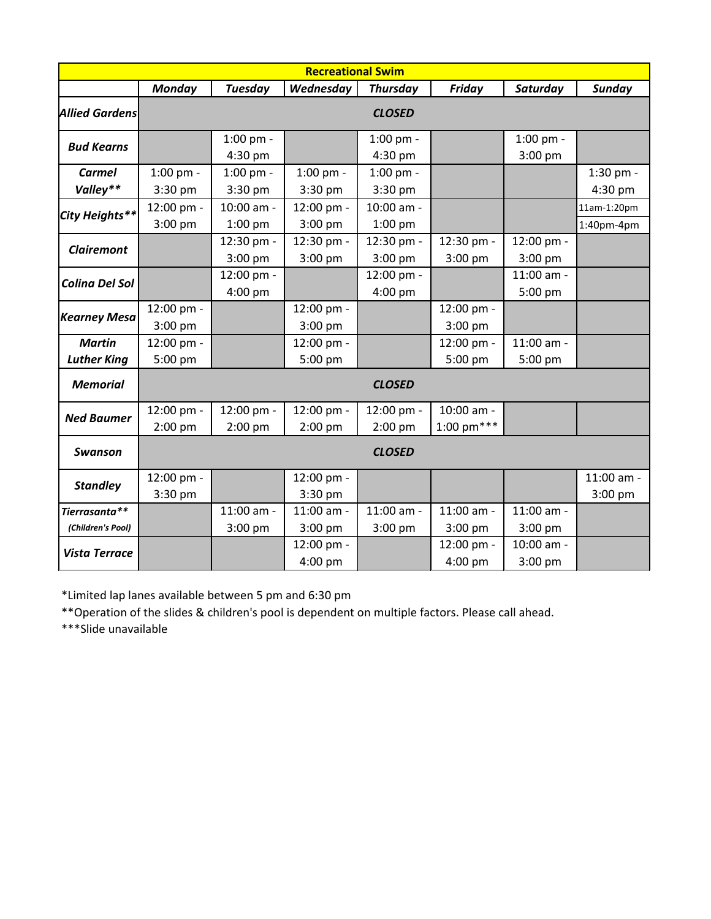| Recreational Swim | | | | | | | |
|---|---|---|---|---|---|---|---|
| | **Monday** | **Tuesday** | **Wednesday** | **Thursday** | **Friday** | **Saturday** | **Sunday** |
| **Allied Gardens** | CLOSED | | | | | | |
| **Bud Kearns** | | 1:00 pm - 4:30 pm | | 1:00 pm - 4:30 pm | | 1:00 pm - 3:00 pm | |
| **Carmel Valley**** | 1:00 pm - 3:30 pm | 1:00 pm - 3:30 pm | 1:00 pm - 3:30 pm | 1:00 pm - 3:30 pm | | | 1:30 pm - 4:30 pm |
| **City Heights**** | 12:00 pm - 3:00 pm | 10:00 am - 1:00 pm | 12:00 pm - 3:00 pm | 10:00 am - 1:00 pm | | | 11am-1:20pm 1:40pm-4pm |
| **Clairemont** | | 12:30 pm - 3:00 pm | 12:30 pm - 3:00 pm | 12:30 pm - 3:00 pm | 12:30 pm - 3:00 pm | 12:00 pm - 3:00 pm | |
| **Colina Del Sol** | | 12:00 pm - 4:00 pm | | 12:00 pm - 4:00 pm | | 11:00 am - 5:00 pm | |
| **Kearney Mesa** | 12:00 pm - 3:00 pm | | 12:00 pm - 3:00 pm | | 12:00 pm - 3:00 pm | | |
| **Martin Luther King** | 12:00 pm - 5:00 pm | | 12:00 pm - 5:00 pm | | 12:00 pm - 5:00 pm | 11:00 am - 5:00 pm | |
| **Memorial** | CLOSED | | | | | | |
| **Ned Baumer** | 12:00 pm - 2:00 pm | 12:00 pm - 2:00 pm | 12:00 pm - 2:00 pm | 12:00 pm - 2:00 pm | 10:00 am - 1:00 pm*** | | |
| **Swanson** | CLOSED | | | | | | |
| **Standley** | 12:00 pm - 3:30 pm | | 12:00 pm - 3:30 pm | | | | 11:00 am - 3:00 pm |
| **Tierrasanta**** (Children's Pool) | | 11:00 am - 3:00 pm | 11:00 am - 3:00 pm | 11:00 am - 3:00 pm | 11:00 am - 3:00 pm | 11:00 am - 3:00 pm | |
| **Vista Terrace** | | | 12:00 pm - 4:00 pm | | 12:00 pm - 4:00 pm | 10:00 am - 3:00 pm | |

*Limited lap lanes available between 5 pm and 6:30 pm

**Operation of the slides & children's pool is dependent on multiple factors. Please call ahead.

***Slide unavailable